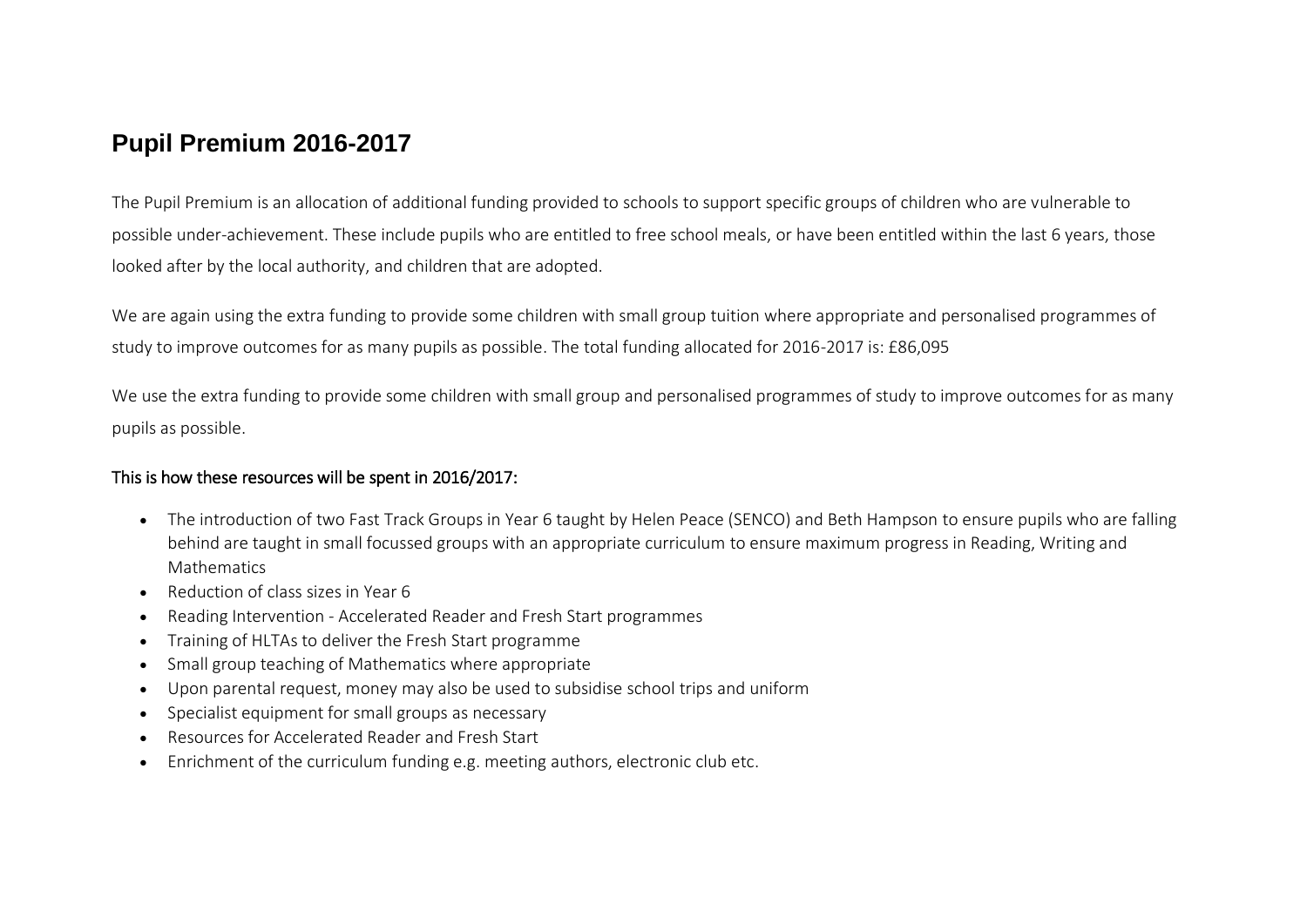# Pupil Premium 2016-2017

The Pupil Premium is an allocation of additional funding provided to schools to support specific groups of children who are vulnerable to possible under-achievement. These include pupils who are entitled to free school meals, or have been entitled within the last 6 years, those looked after by the local authority, and children that are adopted.

We are again using the extra funding to provide some children with small group tuition where appropriate and personalised programmes of study to improve outcomes for as many pupils as possible. The total funding allocated for 2016-2017 is: £86,095

We use the extra funding to provide some children with small group and personalised programmes of study to improve outcomes for as many pupils as possible.

This is how these resources will be spent in 2016/2017:

- The introduction of two Fast Track Groups in Year 6 taught by Helen Peace (SENCO) and Beth Hampson to ensure pupils who are falling behind are taught in small focussed groups with an appropriate curriculum to ensure maximum progress in Reading, Writing and Mathematics
- Reduction of class sizes in Year 6
- Reading Intervention - Accelerated Reader and Fresh Start programmes
- Training of HLTAs to deliver the Fresh Start programme
- Small group teaching of Mathematics where appropriate
- Upon parental request, money may also be used to subsidise school trips and uniform
- Specialist equipment for small groups as necessary
- Resources for Accelerated Reader and Fresh Start
- Enrichment of the curriculum funding e.g. meeting authors, electronic club etc.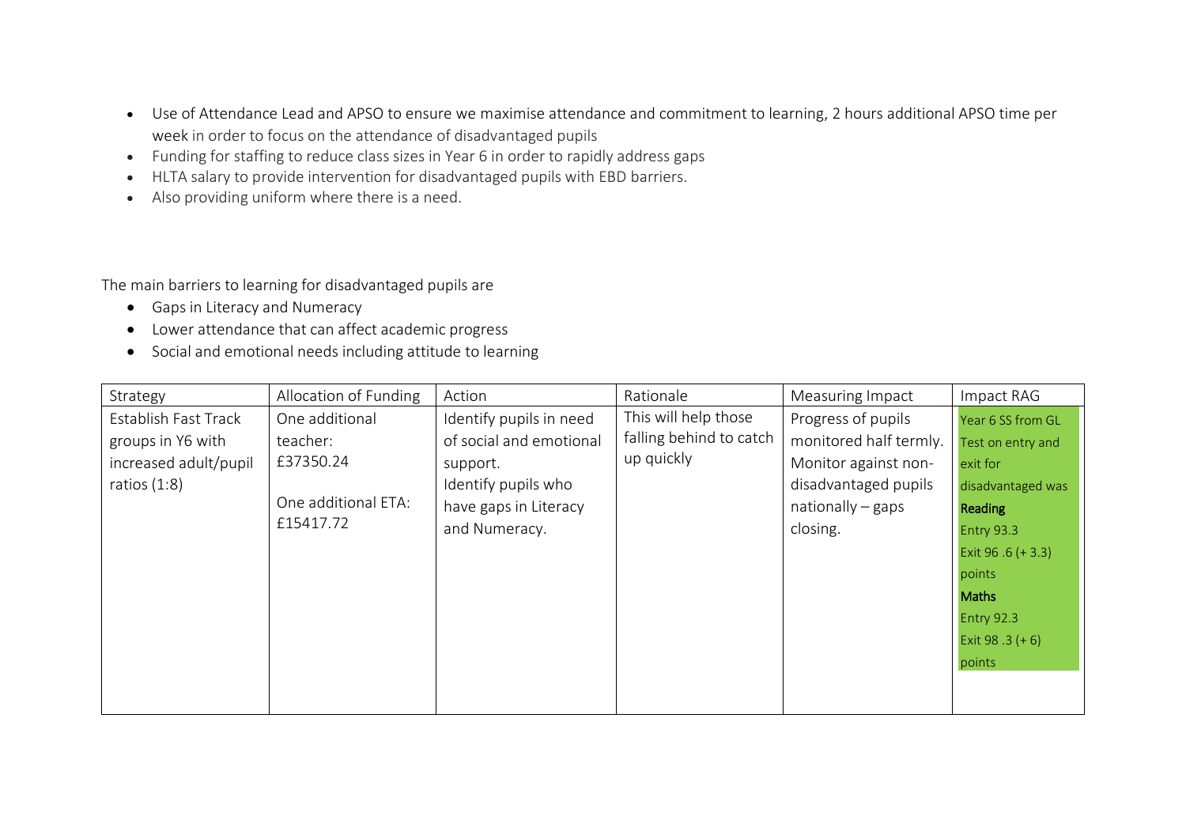- Use of Attendance Lead and APSO to ensure we maximise attendance and commitment to learning, 2 hours additional APSO time per week in order to focus on the attendance of disadvantaged pupils
- Funding for staffing to reduce class sizes in Year 6 in order to rapidly address gaps
- HLTA salary to provide intervention for disadvantaged pupils with EBD barriers.
- Also providing uniform where there is a need.

The main barriers to learning for disadvantaged pupils are

- Gaps in Literacy and Numeracy
- Lower attendance that can affect academic progress
- Social and emotional needs including attitude to learning

| Strategy | Allocation of Funding | Action | Rationale | Measuring Impact | Impact RAG |
|---|---|---|---|---|---|
| Establish Fast Track groups in Y6 with increased adult/pupil ratios (1:8) | One additional teacher: £37350.24<br><br>One additional ETA: £15417.72 | Identify pupils in need of social and emotional support.<br>Identify pupils who have gaps in Literacy and Numeracy. | This will help those falling behind to catch up quickly | Progress of pupils monitored half termly. Monitor against non-disadvantaged pupils nationally – gaps closing. | Year 6 SS from GL Test on entry and exit for disadvantaged was<br>**Reading**<br>Entry 93.3<br>Exit 96 .6 (+ 3.3) points<br>**Maths**<br>Entry 92.3<br>Exit 98 .3 (+ 6) points |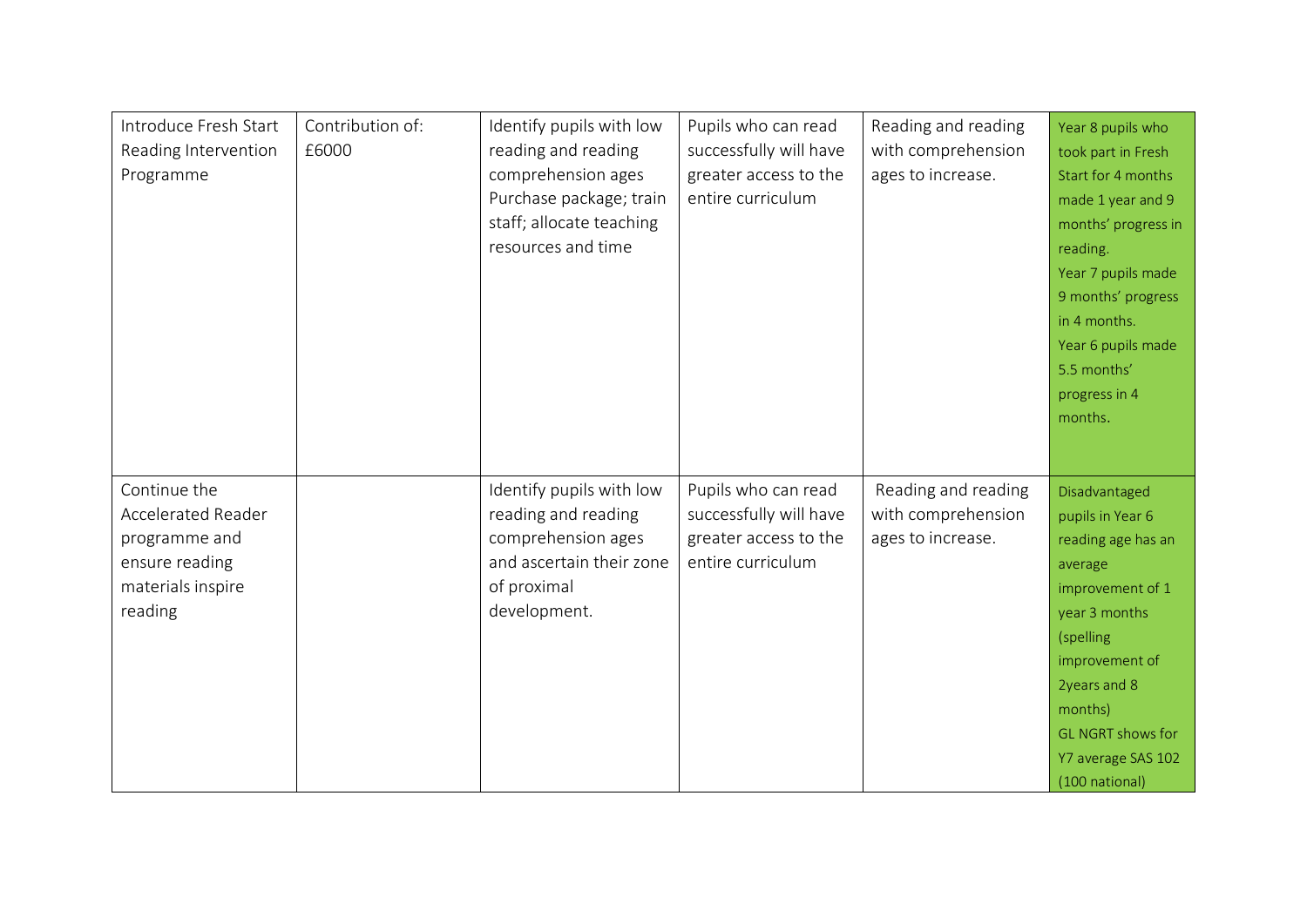| | | | | | |
|---|---|---|---|---|---|
| Introduce Fresh Start Reading Intervention Programme | Contribution of: £6000 | Identify pupils with low reading and reading comprehension ages Purchase package; train staff; allocate teaching resources and time | Pupils who can read successfully will have greater access to the entire curriculum | Reading and reading with comprehension ages to increase. | Year 8 pupils who took part in Fresh Start for 4 months made 1 year and 9 months' progress in reading.<br>Year 7 pupils made 9 months' progress in 4 months.<br>Year 6 pupils made 5.5 months' progress in 4 months. |
| Continue the Accelerated Reader programme and ensure reading materials inspire reading | | Identify pupils with low reading and reading comprehension ages and ascertain their zone of proximal development. | Pupils who can read successfully will have greater access to the entire curriculum | Reading and reading with comprehension ages to increase. | Disadvantaged pupils in Year 6 reading age has an average improvement of 1 year 3 months (spelling improvement of 2years and 8 months)<br>GL NGRT shows for Y7 average SAS 102 (100 national) |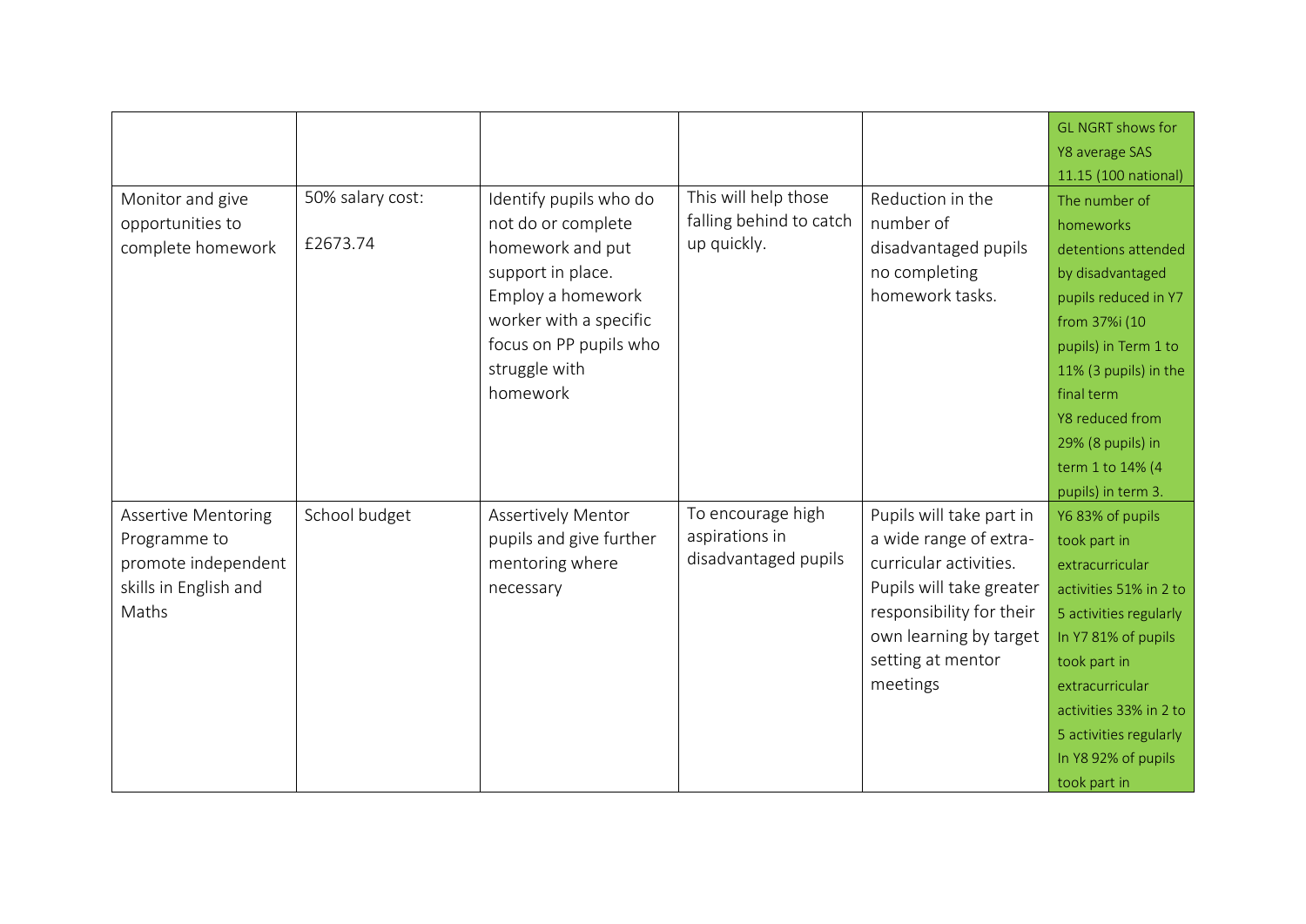| | | | | | |
|---|---|---|---|---|---|
| | | | | | GL NGRT shows for Y8 average SAS 11.15 (100 national) |
| Monitor and give opportunities to complete homework | 50% salary cost: £2673.74 | Identify pupils who do not do or complete homework and put support in place. Employ a homework worker with a specific focus on PP pupils who struggle with homework | This will help those falling behind to catch up quickly. | Reduction in the number of disadvantaged pupils no completing homework tasks. | The number of homeworks detentions attended by disadvantaged pupils reduced in Y7 from 37%i (10 pupils) in Term 1 to 11% (3 pupils) in the final term<br>Y8 reduced from 29% (8 pupils) in term 1 to 14% (4 pupils) in term 3. |
| Assertive Mentoring Programme to promote independent skills in English and Maths | School budget | Assertively Mentor pupils and give further mentoring where necessary | To encourage high aspirations in disadvantaged pupils | Pupils will take part in a wide range of extra-curricular activities. Pupils will take greater responsibility for their own learning by target setting at mentor meetings | Y6 83% of pupils took part in extracurricular activities 51% in 2 to 5 activities regularly<br>In Y7 81% of pupils took part in extracurricular activities 33% in 2 to 5 activities regularly<br>In Y8 92% of pupils took part in |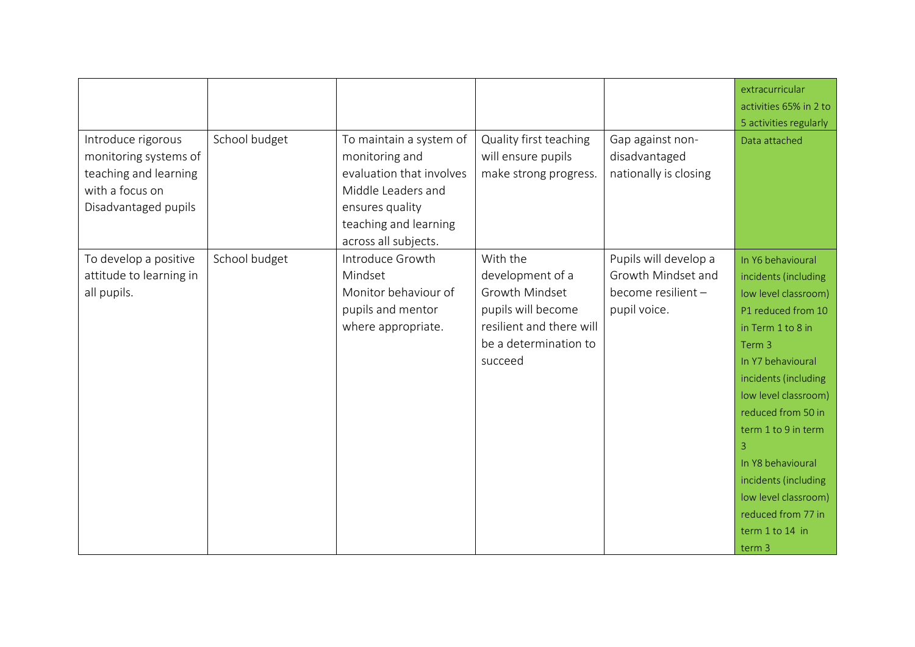| | | | | | |
|---|---|---|---|---|---|
| | | | | | extracurricular activities 65% in 2 to 5 activities regularly |
| Introduce rigorous monitoring systems of teaching and learning with a focus on Disadvantaged pupils | School budget | To maintain a system of monitoring and evaluation that involves Middle Leaders and ensures quality teaching and learning across all subjects. | Quality first teaching will ensure pupils make strong progress. | Gap against non-disadvantaged nationally is closing | Data attached |
| To develop a positive attitude to learning in all pupils. | School budget | Introduce Growth Mindset<br>Monitor behaviour of pupils and mentor where appropriate. | With the development of a Growth Mindset pupils will become resilient and there will be a determination to succeed | Pupils will develop a Growth Mindset and become resilient – pupil voice. | In Y6 behavioural incidents (including low level classroom) P1 reduced from 10 in Term 1 to 8 in Term 3<br>In Y7 behavioural incidents (including low level classroom) reduced from 50 in term 1 to 9 in term 3<br>In Y8 behavioural incidents (including low level classroom) reduced from 77 in term 1 to 14 in term 3 |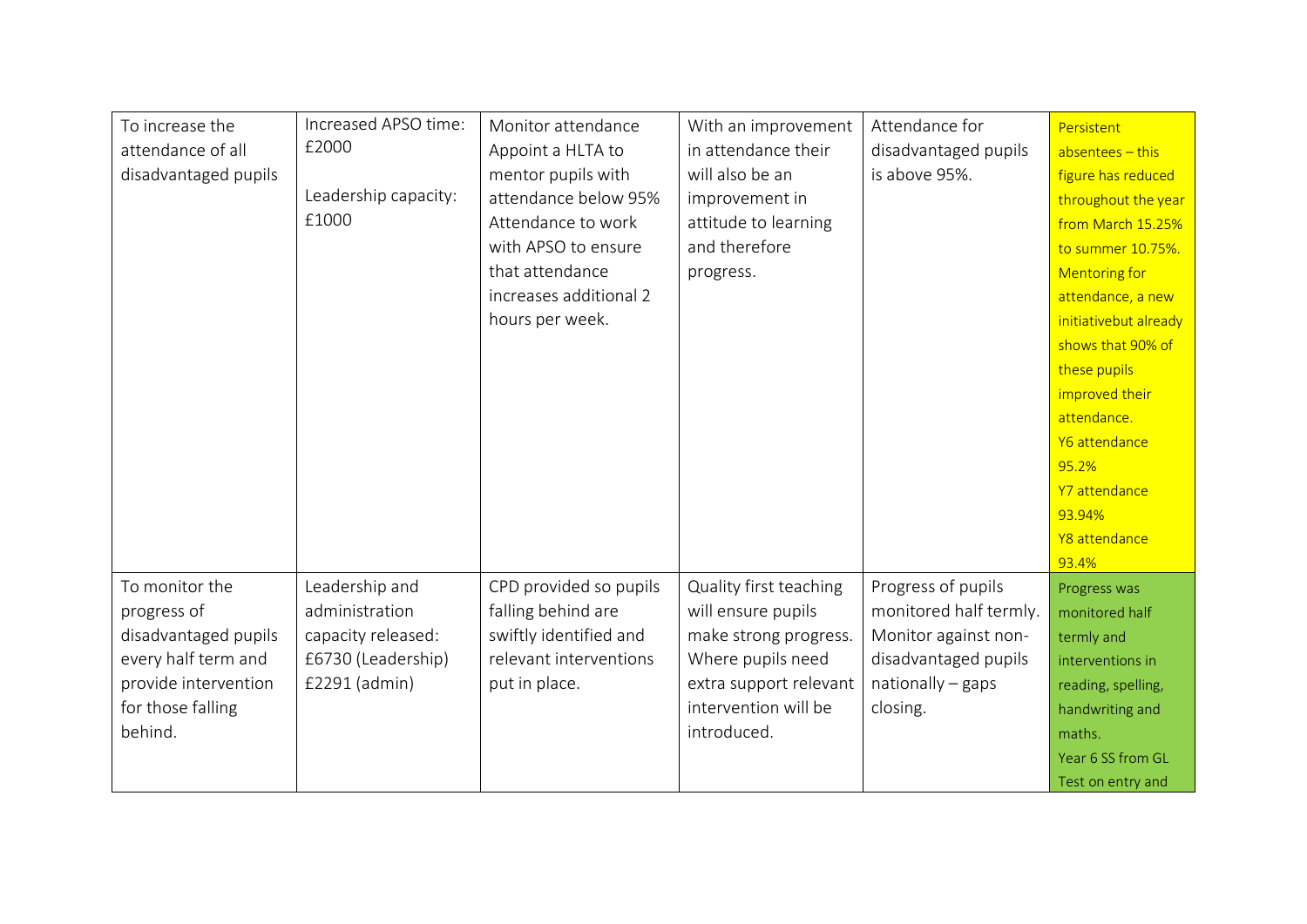| | | | | | |
|---|---|---|---|---|---|
| To increase the attendance of all disadvantaged pupils | Increased APSO time: £2000<br><br>Leadership capacity: £1000 | Monitor attendance<br>Appoint a HLTA to mentor pupils with attendance below 95%<br>Attendance to work with APSO to ensure that attendance increases additional 2 hours per week. | With an improvement in attendance their will also be an improvement in attitude to learning and therefore progress. | Attendance for disadvantaged pupils is above 95%. | Persistent absentees – this figure has reduced throughout the year from March 15.25% to summer 10.75%.<br>Mentoring for attendance, a new initiativebut already shows that 90% of these pupils improved their attendance.<br>Y6 attendance 95.2%<br>Y7 attendance 93.94%<br>Y8 attendance 93.4% |
| To monitor the progress of disadvantaged pupils every half term and provide intervention for those falling behind. | Leadership and administration capacity released:<br>£6730 (Leadership)<br>£2291 (admin) | CPD provided so pupils falling behind are swiftly identified and relevant interventions put in place. | Quality first teaching will ensure pupils make strong progress. Where pupils need extra support relevant intervention will be introduced. | Progress of pupils monitored half termly. Monitor against non-disadvantaged pupils nationally – gaps closing. | Progress was monitored half termly and interventions in reading, spelling, handwriting and maths.<br>Year 6 SS from GL Test on entry and |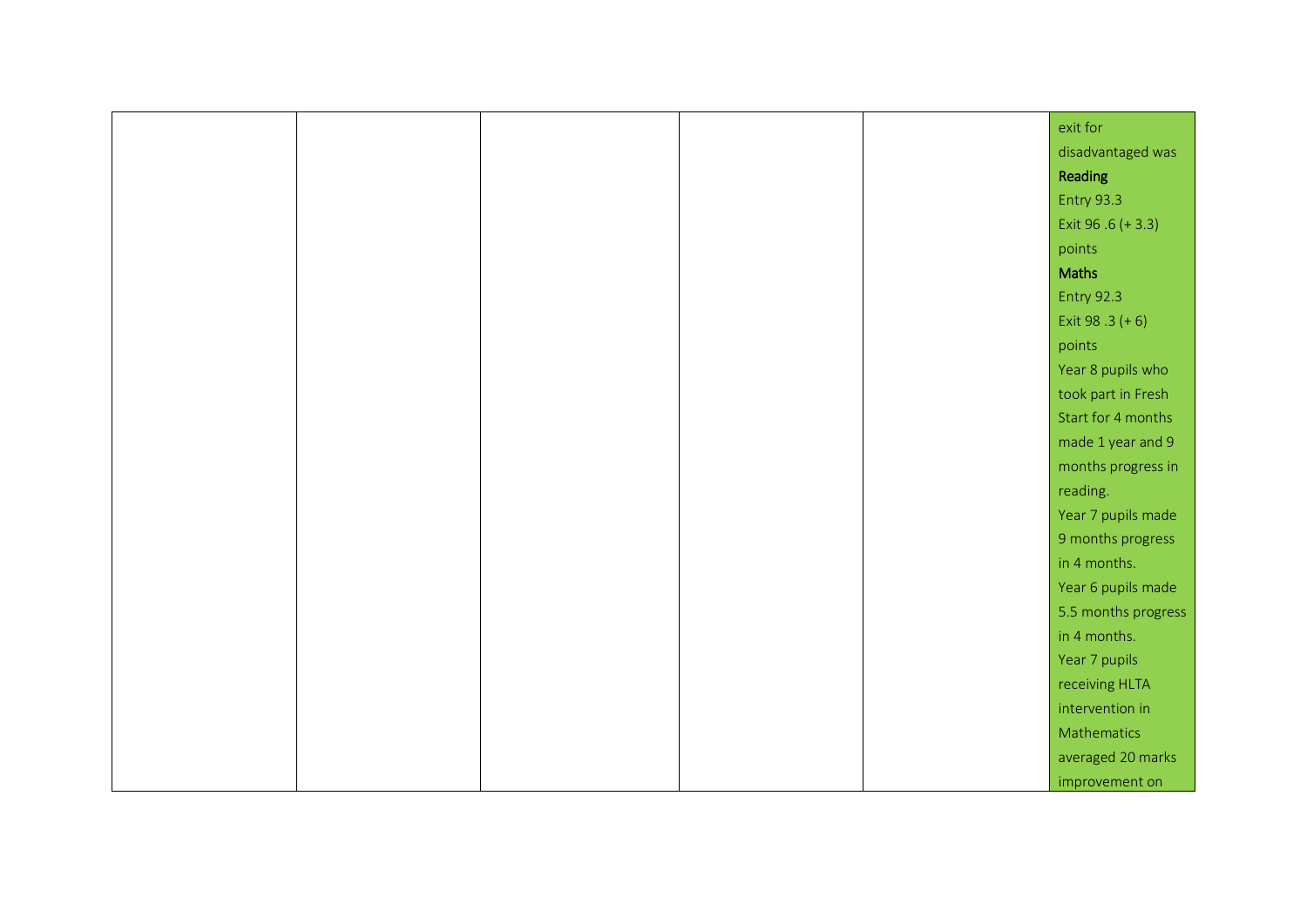| | | | | | |
|---|---|---|---|---|---|
| | | | | | exit for disadvantaged was **Reading** Entry 93.3 Exit 96 .6 (+ 3.3) points **Maths** Entry 92.3 Exit 98 .3 (+ 6) points Year 8 pupils who took part in Fresh Start for 4 months made 1 year and 9 months progress in reading. Year 7 pupils made 9 months progress in 4 months. Year 6 pupils made 5.5 months progress in 4 months. Year 7 pupils receiving HLTA intervention in Mathematics averaged 20 marks improvement on |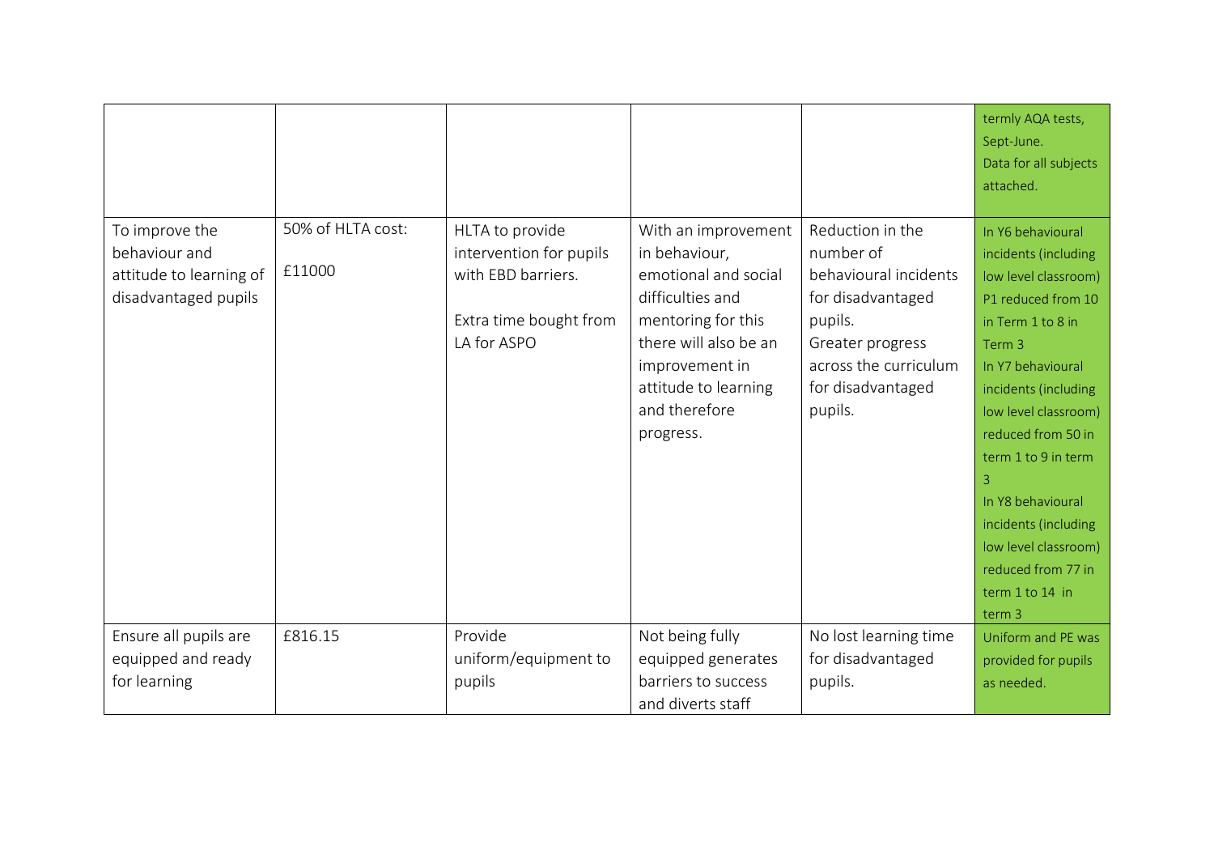| | | | | | |
|---|---|---|---|---|---|
| | | | | | termly AQA tests, Sept-June. Data for all subjects attached. |
| To improve the behaviour and attitude to learning of disadvantaged pupils | 50% of HLTA cost: £11000 | HLTA to provide intervention for pupils with EBD barriers. Extra time bought from LA for ASPO | With an improvement in behaviour, emotional and social difficulties and mentoring for this there will also be an improvement in attitude to learning and therefore progress. | Reduction in the number of behavioural incidents for disadvantaged pupils. Greater progress across the curriculum for disadvantaged pupils. | In Y6 behavioural incidents (including low level classroom) P1 reduced from 10 in Term 1 to 8 in Term 3 In Y7 behavioural incidents (including low level classroom) reduced from 50 in term 1 to 9 in term 3 In Y8 behavioural incidents (including low level classroom) reduced from 77 in term 1 to 14 in term 3 |
| Ensure all pupils are equipped and ready for learning | £816.15 | Provide uniform/equipment to pupils | Not being fully equipped generates barriers to success and diverts staff | No lost learning time for disadvantaged pupils. | Uniform and PE was provided for pupils as needed. |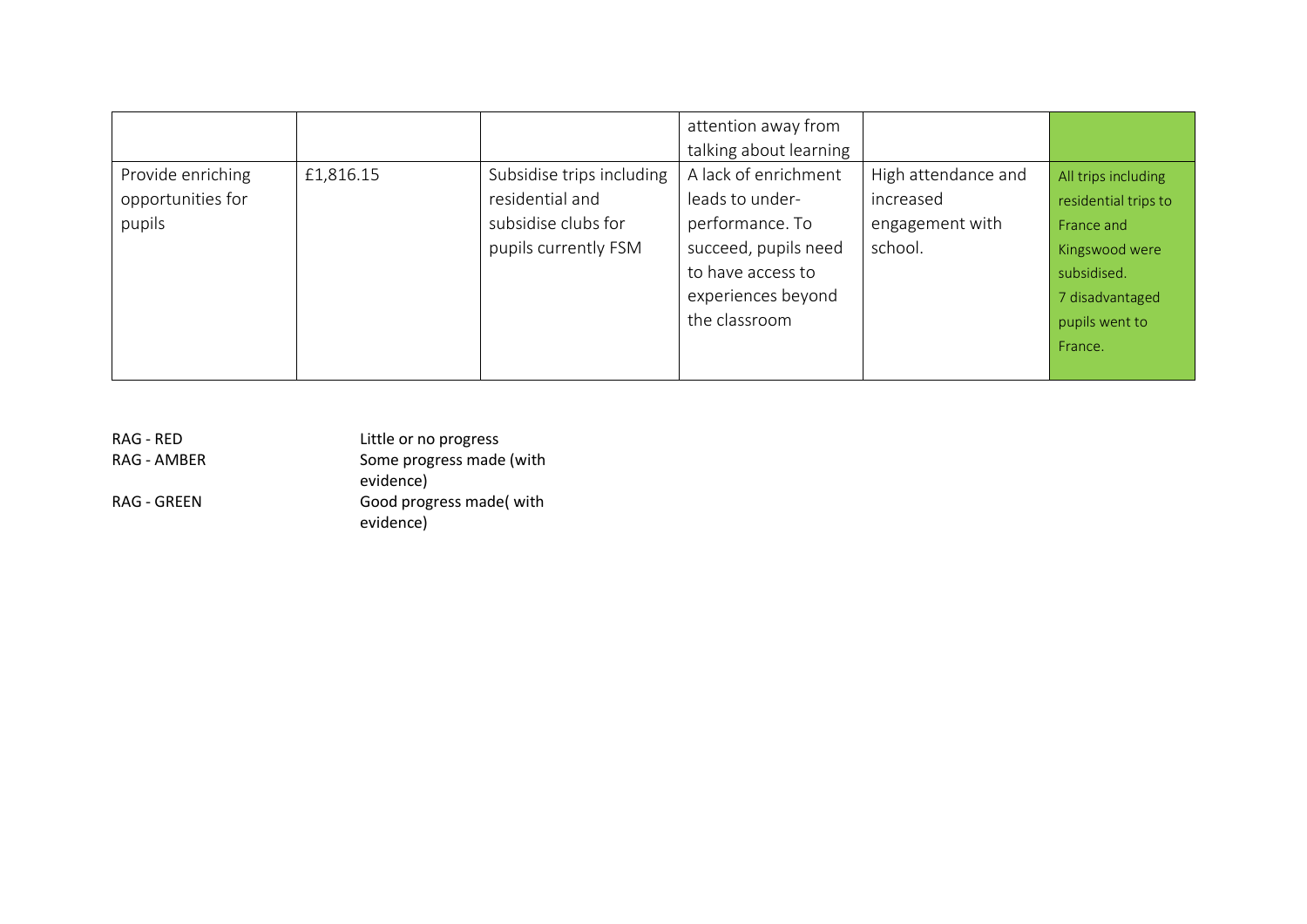| | | | | | |
|---|---|---|---|---|---|
| | | | attention away from talking about learning | | |
| Provide enriching opportunities for pupils | £1,816.15 | Subsidise trips including residential and subsidise clubs for pupils currently FSM | A lack of enrichment leads to under-performance. To succeed, pupils need to have access to experiences beyond the classroom | High attendance and increased engagement with school. | All trips including residential trips to France and Kingswood were subsidised. 7 disadvantaged pupils went to France. |

RAG - RED    Little or no progress

RAG - AMBER    Some progress made (with evidence)

RAG - GREEN    Good progress made( with evidence)